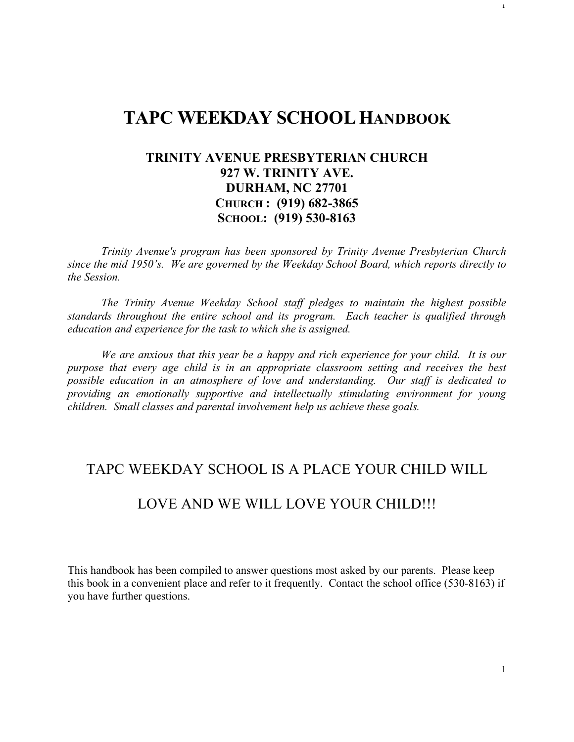# TAPC WEEKDAY SCHOOL HANDBOOK

**TRINITY AVENUE PRESBYTERIAN CHURCH**
**927 W. TRINITY AVE.**
**DURHAM, NC 27701**
**CHURCH : (919) 682-3865**
**SCHOOL: (919) 530-8163**

*Trinity Avenue's program has been sponsored by Trinity Avenue Presbyterian Church since the mid 1950's. We are governed by the Weekday School Board, which reports directly to the Session.*

*The Trinity Avenue Weekday School staff pledges to maintain the highest possible standards throughout the entire school and its program. Each teacher is qualified through education and experience for the task to which she is assigned.*

*We are anxious that this year be a happy and rich experience for your child. It is our purpose that every age child is in an appropriate classroom setting and receives the best possible education in an atmosphere of love and understanding. Our staff is dedicated to providing an emotionally supportive and intellectually stimulating environment for young children. Small classes and parental involvement help us achieve these goals.*

TAPC WEEKDAY SCHOOL IS A PLACE YOUR CHILD WILL

LOVE AND WE WILL LOVE YOUR CHILD!!!

This handbook has been compiled to answer questions most asked by our parents. Please keep this book in a convenient place and refer to it frequently. Contact the school office (530-8163) if you have further questions.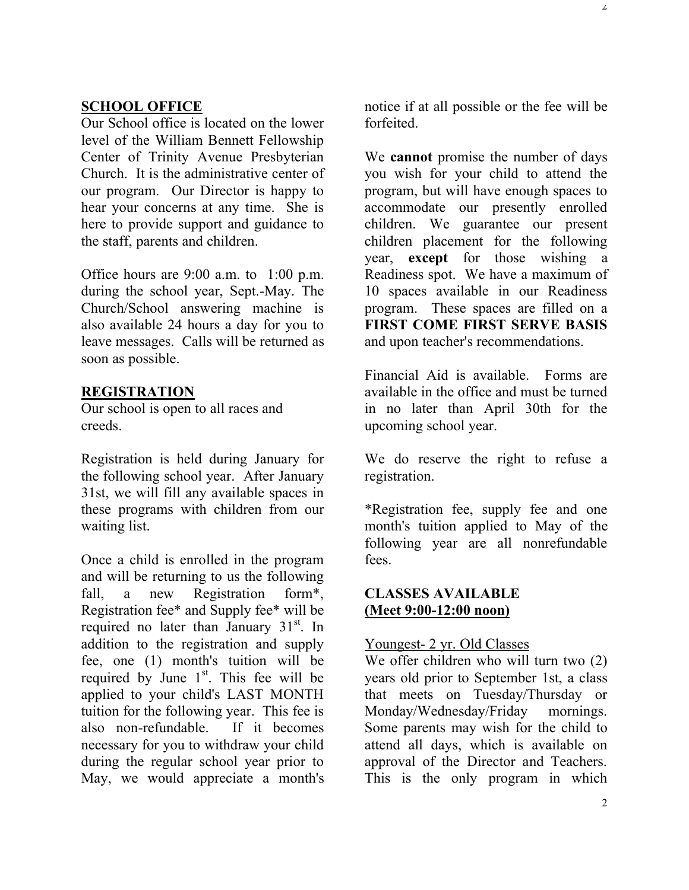## SCHOOL OFFICE

Our School office is located on the lower level of the William Bennett Fellowship Center of Trinity Avenue Presbyterian Church. It is the administrative center of our program. Our Director is happy to hear your concerns at any time. She is here to provide support and guidance to the staff, parents and children.

Office hours are 9:00 a.m. to 1:00 p.m. during the school year, Sept.-May. The Church/School answering machine is also available 24 hours a day for you to leave messages. Calls will be returned as soon as possible.

## REGISTRATION

Our school is open to all races and creeds.

Registration is held during January for the following school year. After January 31st, we will fill any available spaces in these programs with children from our waiting list.

Once a child is enrolled in the program and will be returning to us the following fall, a new Registration form*, Registration fee* and Supply fee* will be required no later than January 31st. In addition to the registration and supply fee, one (1) month's tuition will be required by June 1st. This fee will be applied to your child's LAST MONTH tuition for the following year. This fee is also non-refundable. If it becomes necessary for you to withdraw your child during the regular school year prior to May, we would appreciate a month's notice if at all possible or the fee will be forfeited.

We **cannot** promise the number of days you wish for your child to attend the program, but will have enough spaces to accommodate our presently enrolled children. We guarantee our present children placement for the following year, **except** for those wishing a Readiness spot. We have a maximum of 10 spaces available in our Readiness program. These spaces are filled on a **FIRST COME FIRST SERVE BASIS** and upon teacher's recommendations.

Financial Aid is available. Forms are available in the office and must be turned in no later than April 30th for the upcoming school year.

We do reserve the right to refuse a registration.

*Registration fee, supply fee and one month's tuition applied to May of the following year are all nonrefundable fees.

## CLASSES AVAILABLE
**(Meet 9:00-12:00 noon)**

Youngest- 2 yr. Old Classes

We offer children who will turn two (2) years old prior to September 1st, a class that meets on Tuesday/Thursday or Monday/Wednesday/Friday mornings. Some parents may wish for the child to attend all days, which is available on approval of the Director and Teachers. This is the only program in which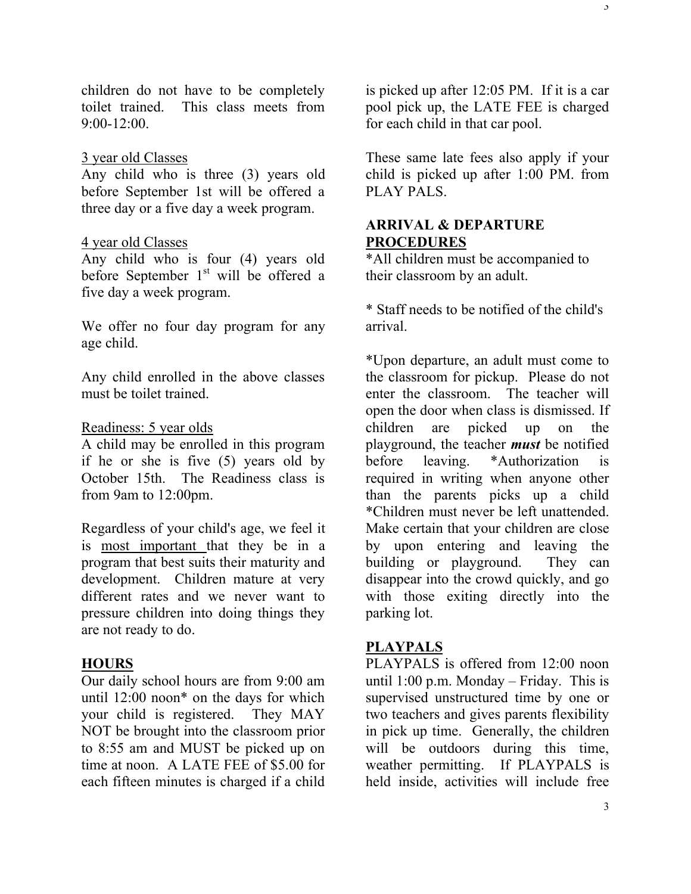children do not have to be completely toilet trained. This class meets from 9:00-12:00.

3 year old Classes

Any child who is three (3) years old before September 1st will be offered a three day or a five day a week program.

4 year old Classes

Any child who is four (4) years old before September 1st will be offered a five day a week program.

We offer no four day program for any age child.

Any child enrolled in the above classes must be toilet trained.

Readiness: 5 year olds

A child may be enrolled in this program if he or she is five (5) years old by October 15th. The Readiness class is from 9am to 12:00pm.

Regardless of your child's age, we feel it is most important that they be in a program that best suits their maturity and development. Children mature at very different rates and we never want to pressure children into doing things they are not ready to do.

## HOURS

Our daily school hours are from 9:00 am until 12:00 noon* on the days for which your child is registered. They MAY NOT be brought into the classroom prior to 8:55 am and MUST be picked up on time at noon. A LATE FEE of $5.00 for each fifteen minutes is charged if a child is picked up after 12:05 PM. If it is a car pool pick up, the LATE FEE is charged for each child in that car pool.

These same late fees also apply if your child is picked up after 1:00 PM. from PLAY PALS.

## ARRIVAL & DEPARTURE PROCEDURES

*All children must be accompanied to their classroom by an adult.

* Staff needs to be notified of the child's arrival.

*Upon departure, an adult must come to the classroom for pickup. Please do not enter the classroom. The teacher will open the door when class is dismissed. If children are picked up on the playground, the teacher ***must*** be notified before leaving. *Authorization is required in writing when anyone other than the parents picks up a child *Children must never be left unattended. Make certain that your children are close by upon entering and leaving the building or playground. They can disappear into the crowd quickly, and go with those exiting directly into the parking lot.

## PLAYPALS

PLAYPALS is offered from 12:00 noon until 1:00 p.m. Monday – Friday. This is supervised unstructured time by one or two teachers and gives parents flexibility in pick up time. Generally, the children will be outdoors during this time, weather permitting. If PLAYPALS is held inside, activities will include free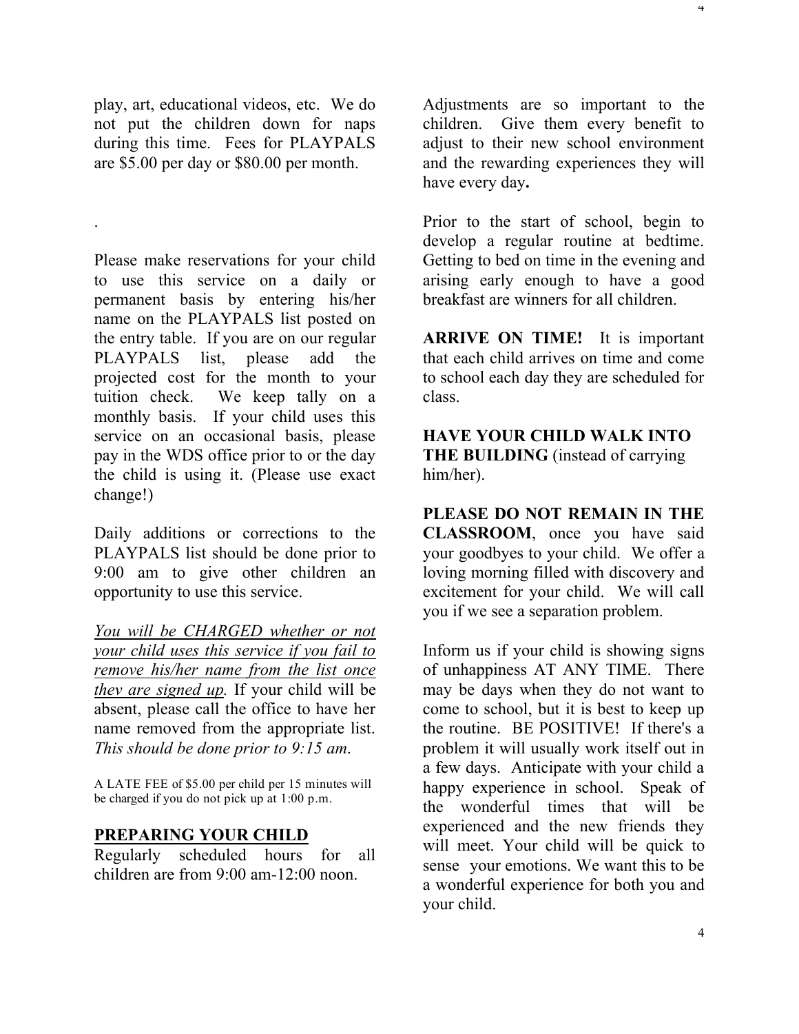play, art, educational videos, etc. We do not put the children down for naps during this time. Fees for PLAYPALS are $5.00 per day or $80.00 per month.

.

Please make reservations for your child to use this service on a daily or permanent basis by entering his/her name on the PLAYPALS list posted on the entry table. If you are on our regular PLAYPALS list, please add the projected cost for the month to your tuition check. We keep tally on a monthly basis. If your child uses this service on an occasional basis, please pay in the WDS office prior to or the day the child is using it. (Please use exact change!)

Daily additions or corrections to the PLAYPALS list should be done prior to 9:00 am to give other children an opportunity to use this service.

<u>*You will be CHARGED whether or not your child uses this service if you fail to remove his/her name from the list once they are signed up*</u>. If your child will be absent, please call the office to have her name removed from the appropriate list. *This should be done prior to 9:15 am*.

A LATE FEE of $5.00 per child per 15 minutes will be charged if you do not pick up at 1:00 p.m.

## PREPARING YOUR CHILD

Regularly scheduled hours for all children are from 9:00 am-12:00 noon.

Adjustments are so important to the children. Give them every benefit to adjust to their new school environment and the rewarding experiences they will have every day**.**

Prior to the start of school, begin to develop a regular routine at bedtime. Getting to bed on time in the evening and arising early enough to have a good breakfast are winners for all children.

**ARRIVE ON TIME!** It is important that each child arrives on time and come to school each day they are scheduled for class.

**HAVE YOUR CHILD WALK INTO THE BUILDING** (instead of carrying him/her).

**PLEASE DO NOT REMAIN IN THE CLASSROOM**, once you have said your goodbyes to your child. We offer a loving morning filled with discovery and excitement for your child. We will call you if we see a separation problem.

Inform us if your child is showing signs of unhappiness AT ANY TIME. There may be days when they do not want to come to school, but it is best to keep up the routine. BE POSITIVE! If there's a problem it will usually work itself out in a few days. Anticipate with your child a happy experience in school. Speak of the wonderful times that will be experienced and the new friends they will meet. Your child will be quick to sense your emotions. We want this to be a wonderful experience for both you and your child.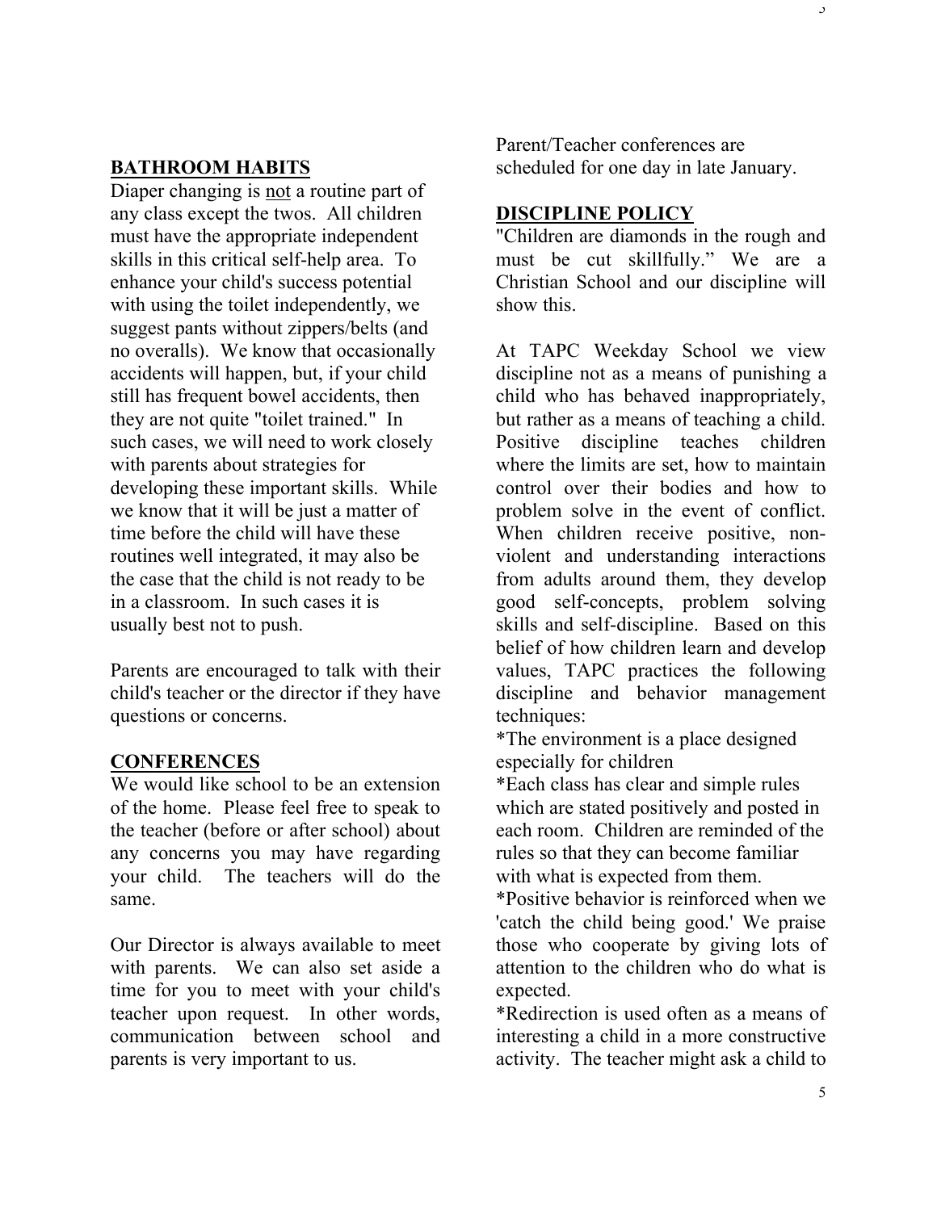## BATHROOM HABITS

Diaper changing is not a routine part of any class except the twos. All children must have the appropriate independent skills in this critical self-help area. To enhance your child's success potential with using the toilet independently, we suggest pants without zippers/belts (and no overalls). We know that occasionally accidents will happen, but, if your child still has frequent bowel accidents, then they are not quite "toilet trained." In such cases, we will need to work closely with parents about strategies for developing these important skills. While we know that it will be just a matter of time before the child will have these routines well integrated, it may also be the case that the child is not ready to be in a classroom. In such cases it is usually best not to push.

Parents are encouraged to talk with their child's teacher or the director if they have questions or concerns.

## CONFERENCES

We would like school to be an extension of the home. Please feel free to speak to the teacher (before or after school) about any concerns you may have regarding your child. The teachers will do the same.

Our Director is always available to meet with parents. We can also set aside a time for you to meet with your child's teacher upon request. In other words, communication between school and parents is very important to us.

Parent/Teacher conferences are scheduled for one day in late January.

## DISCIPLINE POLICY

"Children are diamonds in the rough and must be cut skillfully." We are a Christian School and our discipline will show this.

At TAPC Weekday School we view discipline not as a means of punishing a child who has behaved inappropriately, but rather as a means of teaching a child. Positive discipline teaches children where the limits are set, how to maintain control over their bodies and how to problem solve in the event of conflict. When children receive positive, non-violent and understanding interactions from adults around them, they develop good self-concepts, problem solving skills and self-discipline. Based on this belief of how children learn and develop values, TAPC practices the following discipline and behavior management techniques:

*The environment is a place designed especially for children

*Each class has clear and simple rules which are stated positively and posted in each room. Children are reminded of the rules so that they can become familiar with what is expected from them.

*Positive behavior is reinforced when we 'catch the child being good.' We praise those who cooperate by giving lots of attention to the children who do what is expected.

*Redirection is used often as a means of interesting a child in a more constructive activity. The teacher might ask a child to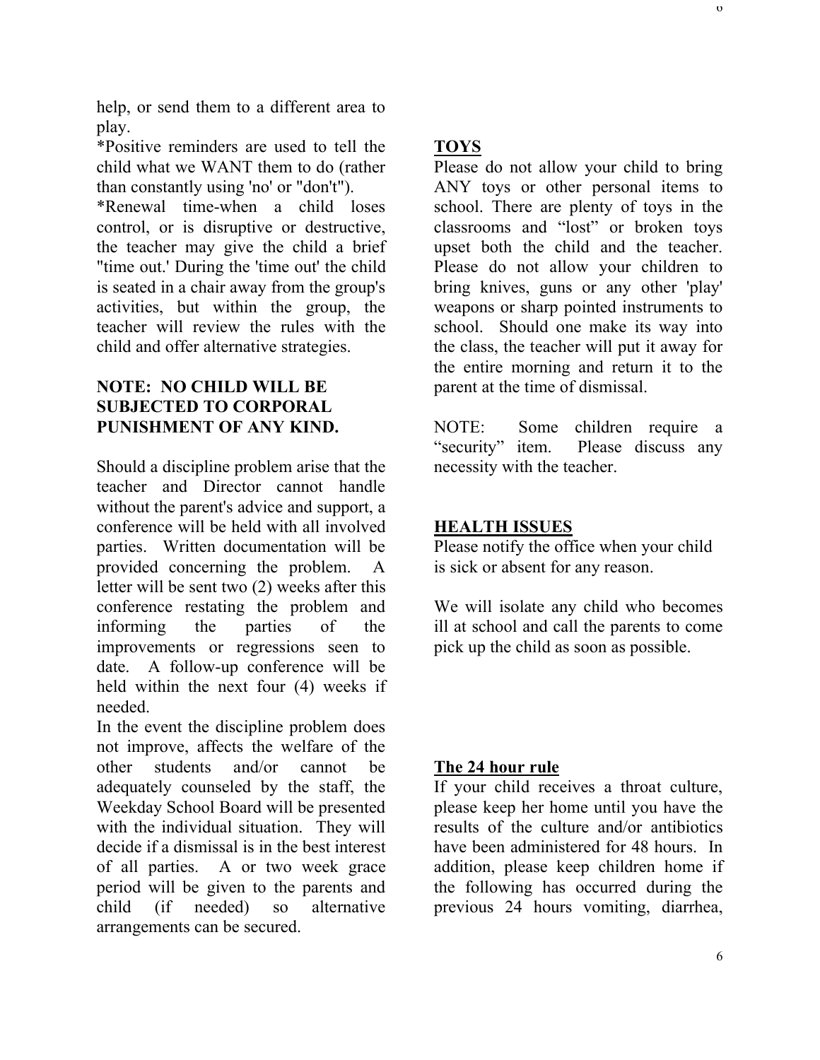help, or send them to a different area to play.

*Positive reminders are used to tell the child what we WANT them to do (rather than constantly using 'no' or "don't").

*Renewal time-when a child loses control, or is disruptive or destructive, the teacher may give the child a brief "time out.' During the 'time out' the child is seated in a chair away from the group's activities, but within the group, the teacher will review the rules with the child and offer alternative strategies.

**NOTE: NO CHILD WILL BE SUBJECTED TO CORPORAL PUNISHMENT OF ANY KIND.**

Should a discipline problem arise that the teacher and Director cannot handle without the parent's advice and support, a conference will be held with all involved parties. Written documentation will be provided concerning the problem. A letter will be sent two (2) weeks after this conference restating the problem and informing the parties of the improvements or regressions seen to date. A follow-up conference will be held within the next four (4) weeks if needed.

In the event the discipline problem does not improve, affects the welfare of the other students and/or cannot be adequately counseled by the staff, the Weekday School Board will be presented with the individual situation. They will decide if a dismissal is in the best interest of all parties. A or two week grace period will be given to the parents and child (if needed) so alternative arrangements can be secured.

## TOYS

Please do not allow your child to bring ANY toys or other personal items to school. There are plenty of toys in the classrooms and “lost” or broken toys upset both the child and the teacher. Please do not allow your children to bring knives, guns or any other 'play' weapons or sharp pointed instruments to school. Should one make its way into the class, the teacher will put it away for the entire morning and return it to the parent at the time of dismissal.

NOTE: Some children require a “security” item. Please discuss any necessity with the teacher.

## HEALTH ISSUES

Please notify the office when your child is sick or absent for any reason.

We will isolate any child who becomes ill at school and call the parents to come pick up the child as soon as possible.

## The 24 hour rule

If your child receives a throat culture, please keep her home until you have the results of the culture and/or antibiotics have been administered for 48 hours. In addition, please keep children home if the following has occurred during the previous 24 hours vomiting, diarrhea,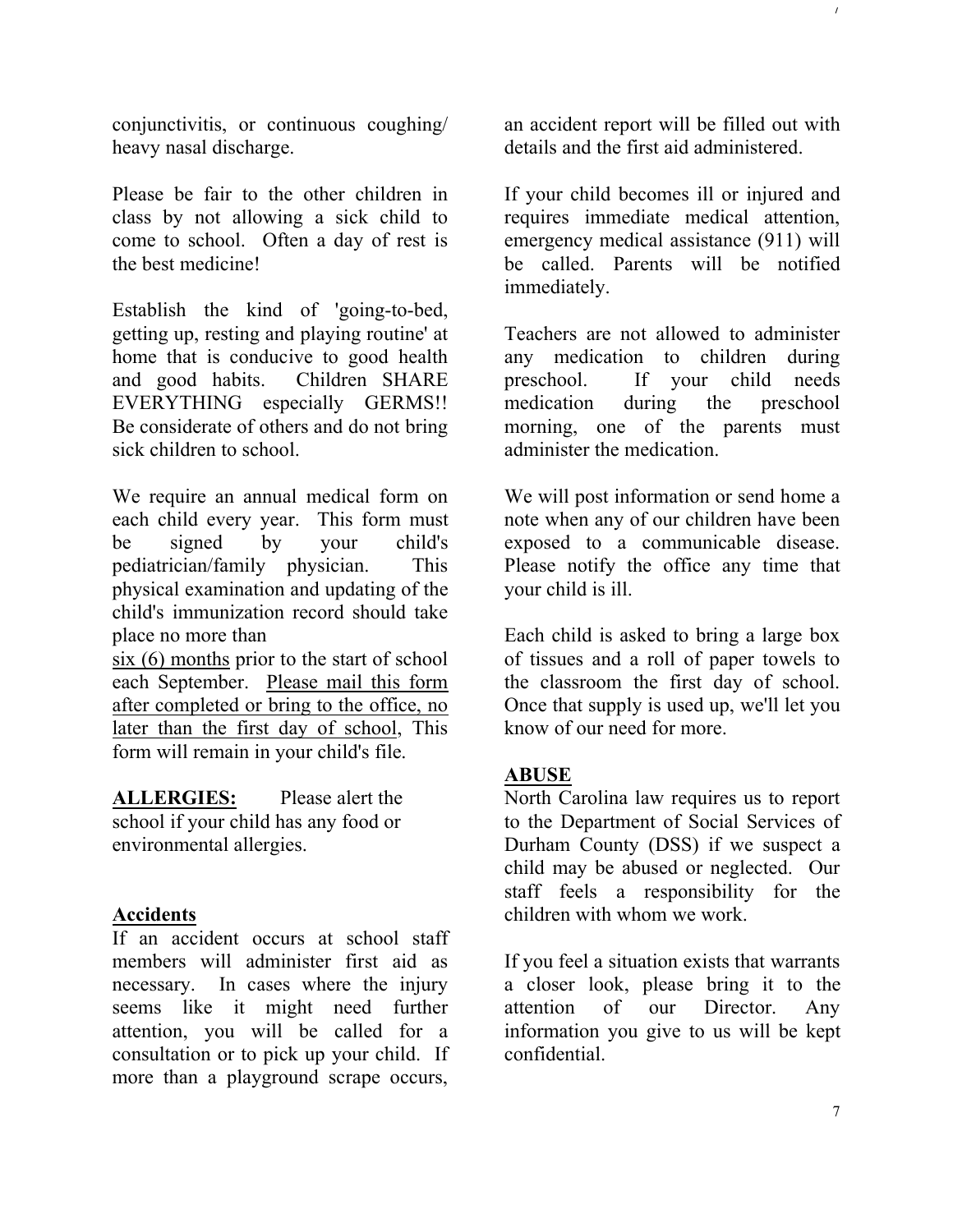conjunctivitis, or continuous coughing/ heavy nasal discharge.

Please be fair to the other children in class by not allowing a sick child to come to school. Often a day of rest is the best medicine!

Establish the kind of 'going-to-bed, getting up, resting and playing routine' at home that is conducive to good health and good habits. Children SHARE EVERYTHING especially GERMS!! Be considerate of others and do not bring sick children to school.

We require an annual medical form on each child every year. This form must be signed by your child's pediatrician/family physician. This physical examination and updating of the child's immunization record should take place no more than six (6) months prior to the start of school each September. Please mail this form after completed or bring to the office, no later than the first day of school, This form will remain in your child's file.

**ALLERGIES:** Please alert the school if your child has any food or environmental allergies.

## Accidents

If an accident occurs at school staff members will administer first aid as necessary. In cases where the injury seems like it might need further attention, you will be called for a consultation or to pick up your child. If more than a playground scrape occurs, an accident report will be filled out with details and the first aid administered.

If your child becomes ill or injured and requires immediate medical attention, emergency medical assistance (911) will be called. Parents will be notified immediately.

Teachers are not allowed to administer any medication to children during preschool. If your child needs medication during the preschool morning, one of the parents must administer the medication.

We will post information or send home a note when any of our children have been exposed to a communicable disease. Please notify the office any time that your child is ill.

Each child is asked to bring a large box of tissues and a roll of paper towels to the classroom the first day of school. Once that supply is used up, we'll let you know of our need for more.

## ABUSE

North Carolina law requires us to report to the Department of Social Services of Durham County (DSS) if we suspect a child may be abused or neglected. Our staff feels a responsibility for the children with whom we work.

If you feel a situation exists that warrants a closer look, please bring it to the attention of our Director. Any information you give to us will be kept confidential.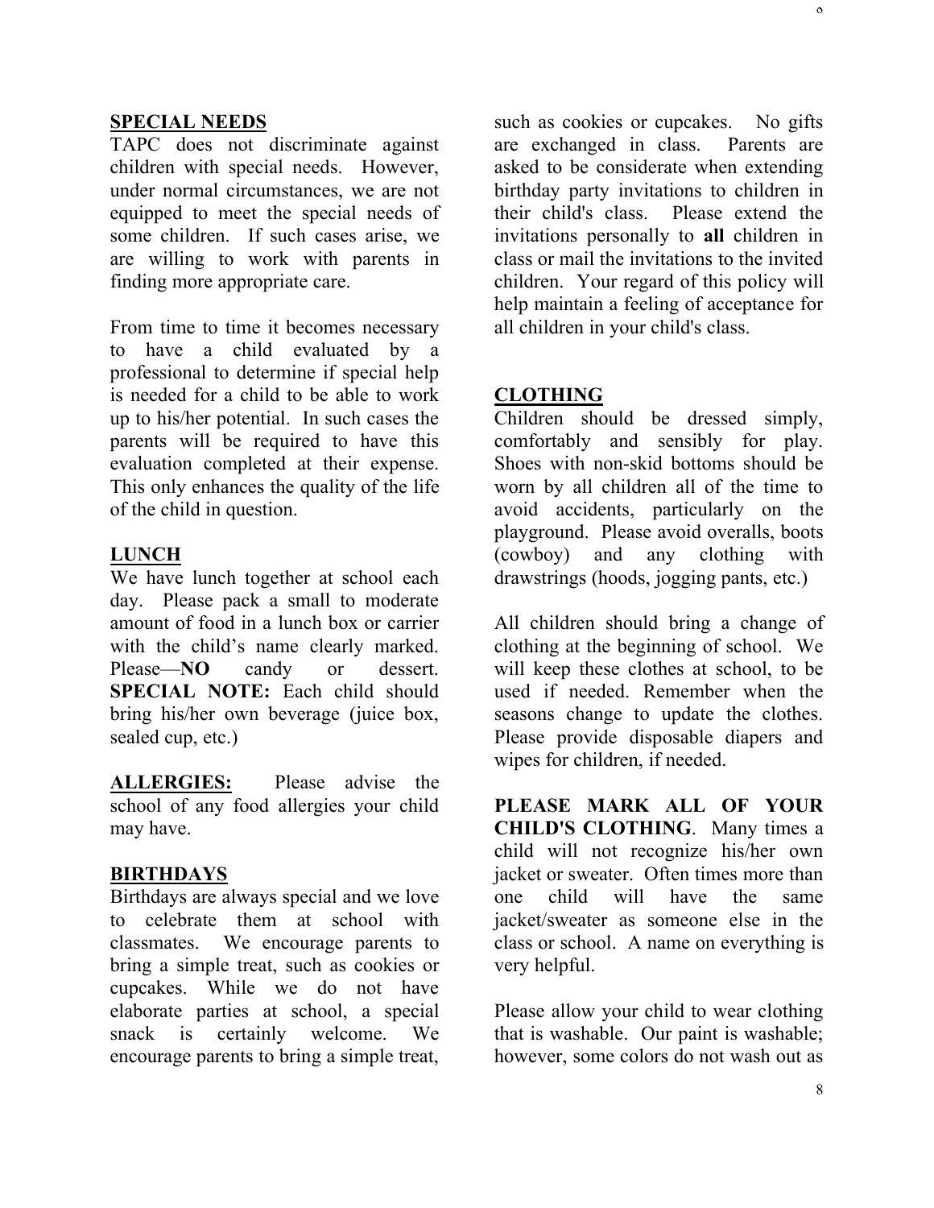**SPECIAL NEEDS**

TAPC does not discriminate against children with special needs. However, under normal circumstances, we are not equipped to meet the special needs of some children. If such cases arise, we are willing to work with parents in finding more appropriate care.

From time to time it becomes necessary to have a child evaluated by a professional to determine if special help is needed for a child to be able to work up to his/her potential. In such cases the parents will be required to have this evaluation completed at their expense. This only enhances the quality of the life of the child in question.

**LUNCH**

We have lunch together at school each day. Please pack a small to moderate amount of food in a lunch box or carrier with the child's name clearly marked. Please—**NO** candy or dessert. **SPECIAL NOTE:** Each child should bring his/her own beverage (juice box, sealed cup, etc.)

**ALLERGIES:** Please advise the school of any food allergies your child may have.

**BIRTHDAYS**

Birthdays are always special and we love to celebrate them at school with classmates. We encourage parents to bring a simple treat, such as cookies or cupcakes. While we do not have elaborate parties at school, a special snack is certainly welcome. We encourage parents to bring a simple treat, such as cookies or cupcakes. No gifts are exchanged in class. Parents are asked to be considerate when extending birthday party invitations to children in their child's class. Please extend the invitations personally to **all** children in class or mail the invitations to the invited children. Your regard of this policy will help maintain a feeling of acceptance for all children in your child's class.

**CLOTHING**

Children should be dressed simply, comfortably and sensibly for play. Shoes with non-skid bottoms should be worn by all children all of the time to avoid accidents, particularly on the playground. Please avoid overalls, boots (cowboy) and any clothing with drawstrings (hoods, jogging pants, etc.)

All children should bring a change of clothing at the beginning of school. We will keep these clothes at school, to be used if needed. Remember when the seasons change to update the clothes. Please provide disposable diapers and wipes for children, if needed.

**PLEASE MARK ALL OF YOUR CHILD'S CLOTHING**. Many times a child will not recognize his/her own jacket or sweater. Often times more than one child will have the same jacket/sweater as someone else in the class or school. A name on everything is very helpful.

Please allow your child to wear clothing that is washable. Our paint is washable; however, some colors do not wash out as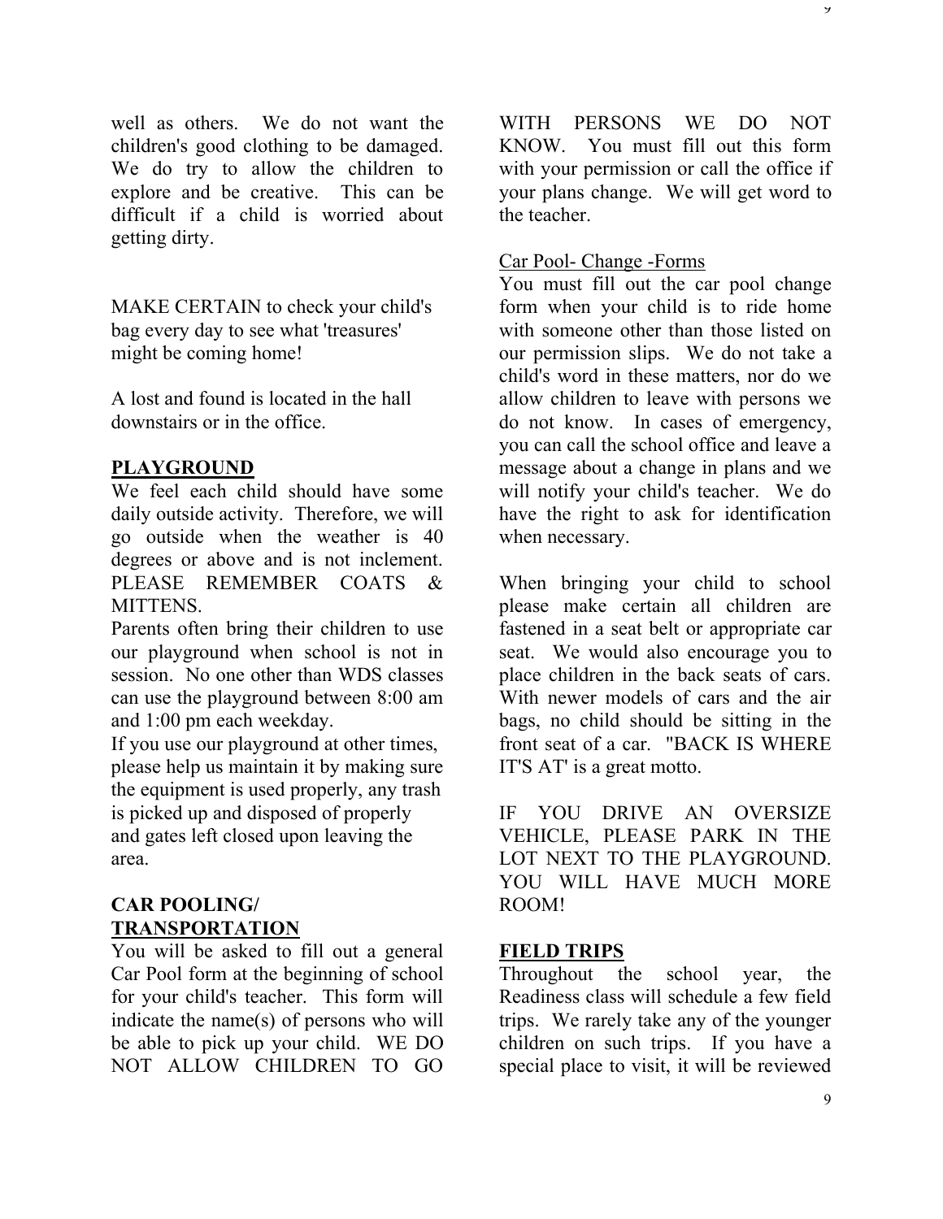well as others. We do not want the children's good clothing to be damaged. We do try to allow the children to explore and be creative. This can be difficult if a child is worried about getting dirty.

MAKE CERTAIN to check your child's bag every day to see what 'treasures' might be coming home!

A lost and found is located in the hall downstairs or in the office.

## PLAYGROUND

We feel each child should have some daily outside activity. Therefore, we will go outside when the weather is 40 degrees or above and is not inclement. PLEASE REMEMBER COATS & MITTENS.

Parents often bring their children to use our playground when school is not in session. No one other than WDS classes can use the playground between 8:00 am and 1:00 pm each weekday.

If you use our playground at other times, please help us maintain it by making sure the equipment is used properly, any trash is picked up and disposed of properly and gates left closed upon leaving the area.

## CAR POOLING/ TRANSPORTATION

You will be asked to fill out a general Car Pool form at the beginning of school for your child's teacher. This form will indicate the name(s) of persons who will be able to pick up your child. WE DO NOT ALLOW CHILDREN TO GO WITH PERSONS WE DO NOT KNOW. You must fill out this form with your permission or call the office if your plans change. We will get word to the teacher.

<u>Car Pool- Change -Forms</u>

You must fill out the car pool change form when your child is to ride home with someone other than those listed on our permission slips. We do not take a child's word in these matters, nor do we allow children to leave with persons we do not know. In cases of emergency, you can call the school office and leave a message about a change in plans and we will notify your child's teacher. We do have the right to ask for identification when necessary.

When bringing your child to school please make certain all children are fastened in a seat belt or appropriate car seat. We would also encourage you to place children in the back seats of cars. With newer models of cars and the air bags, no child should be sitting in the front seat of a car. "BACK IS WHERE IT'S AT' is a great motto.

IF YOU DRIVE AN OVERSIZE VEHICLE, PLEASE PARK IN THE LOT NEXT TO THE PLAYGROUND. YOU WILL HAVE MUCH MORE ROOM!

## FIELD TRIPS

Throughout the school year, the Readiness class will schedule a few field trips. We rarely take any of the younger children on such trips. If you have a special place to visit, it will be reviewed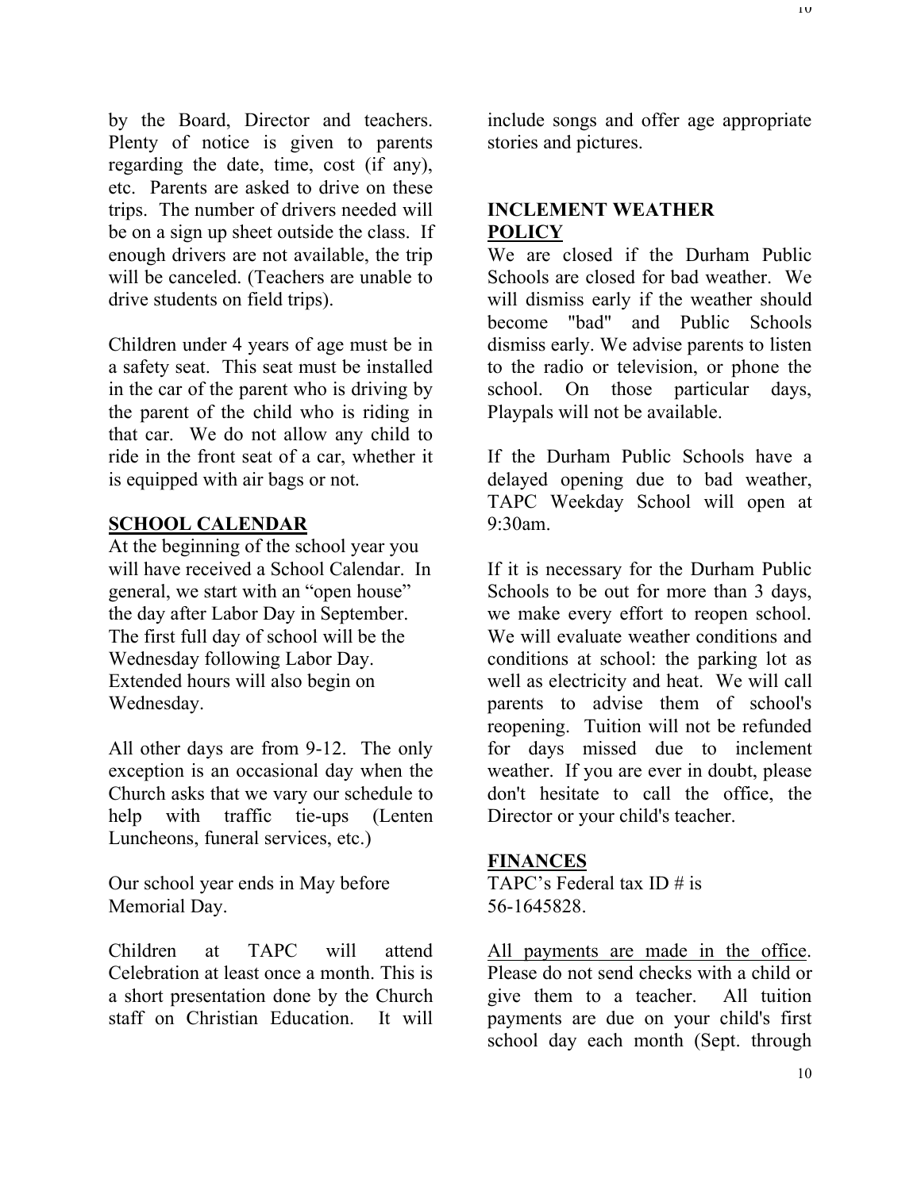by the Board, Director and teachers. Plenty of notice is given to parents regarding the date, time, cost (if any), etc. Parents are asked to drive on these trips. The number of drivers needed will be on a sign up sheet outside the class. If enough drivers are not available, the trip will be canceled. (Teachers are unable to drive students on field trips).

Children under 4 years of age must be in a safety seat. This seat must be installed in the car of the parent who is driving by the parent of the child who is riding in that car. We do not allow any child to ride in the front seat of a car, whether it is equipped with air bags or not.

## SCHOOL CALENDAR

At the beginning of the school year you will have received a School Calendar. In general, we start with an "open house" the day after Labor Day in September. The first full day of school will be the Wednesday following Labor Day. Extended hours will also begin on Wednesday.

All other days are from 9-12. The only exception is an occasional day when the Church asks that we vary our schedule to help with traffic tie-ups (Lenten Luncheons, funeral services, etc.)

Our school year ends in May before Memorial Day.

Children at TAPC will attend Celebration at least once a month. This is a short presentation done by the Church staff on Christian Education. It will include songs and offer age appropriate stories and pictures.

## INCLEMENT WEATHER POLICY

We are closed if the Durham Public Schools are closed for bad weather. We will dismiss early if the weather should become "bad" and Public Schools dismiss early. We advise parents to listen to the radio or television, or phone the school. On those particular days, Playpals will not be available.

If the Durham Public Schools have a delayed opening due to bad weather, TAPC Weekday School will open at 9:30am.

If it is necessary for the Durham Public Schools to be out for more than 3 days, we make every effort to reopen school. We will evaluate weather conditions and conditions at school: the parking lot as well as electricity and heat. We will call parents to advise them of school's reopening. Tuition will not be refunded for days missed due to inclement weather. If you are ever in doubt, please don't hesitate to call the office, the Director or your child's teacher.

## FINANCES

TAPC's Federal tax ID # is 56-1645828.

<u>All payments are made in the office</u>. Please do not send checks with a child or give them to a teacher. All tuition payments are due on your child's first school day each month (Sept. through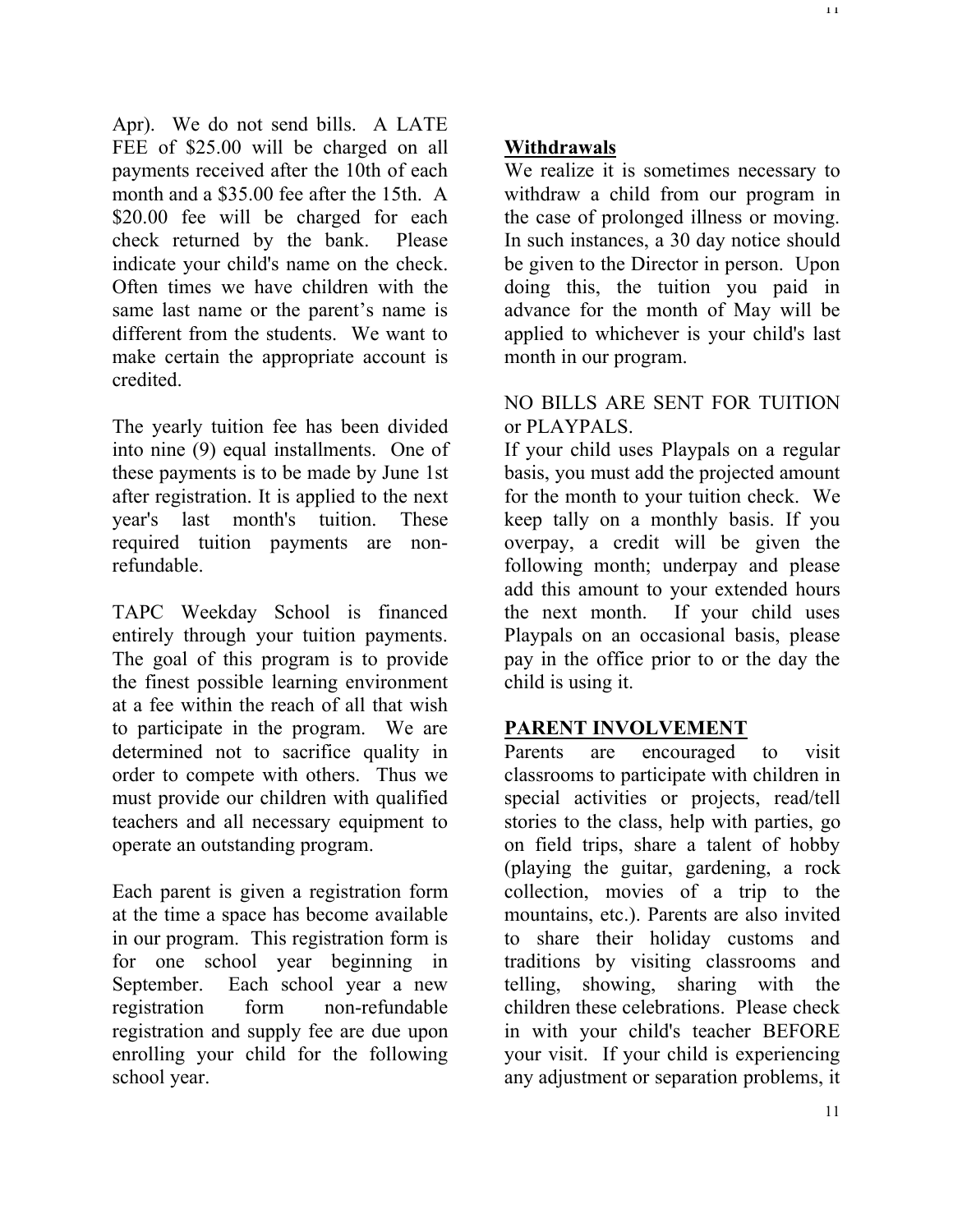Apr). We do not send bills. A LATE FEE of $25.00 will be charged on all payments received after the 10th of each month and a $35.00 fee after the 15th. A $20.00 fee will be charged for each check returned by the bank. Please indicate your child's name on the check. Often times we have children with the same last name or the parent's name is different from the students. We want to make certain the appropriate account is credited.

The yearly tuition fee has been divided into nine (9) equal installments. One of these payments is to be made by June 1st after registration. It is applied to the next year's last month's tuition. These required tuition payments are non-refundable.

TAPC Weekday School is financed entirely through your tuition payments. The goal of this program is to provide the finest possible learning environment at a fee within the reach of all that wish to participate in the program. We are determined not to sacrifice quality in order to compete with others. Thus we must provide our children with qualified teachers and all necessary equipment to operate an outstanding program.

Each parent is given a registration form at the time a space has become available in our program. This registration form is for one school year beginning in September. Each school year a new registration form non-refundable registration and supply fee are due upon enrolling your child for the following school year.

**Withdrawals**

We realize it is sometimes necessary to withdraw a child from our program in the case of prolonged illness or moving. In such instances, a 30 day notice should be given to the Director in person. Upon doing this, the tuition you paid in advance for the month of May will be applied to whichever is your child's last month in our program.

NO BILLS ARE SENT FOR TUITION or PLAYPALS.

If your child uses Playpals on a regular basis, you must add the projected amount for the month to your tuition check. We keep tally on a monthly basis. If you overpay, a credit will be given the following month; underpay and please add this amount to your extended hours the next month. If your child uses Playpals on an occasional basis, please pay in the office prior to or the day the child is using it.

**PARENT INVOLVEMENT**

Parents are encouraged to visit classrooms to participate with children in special activities or projects, read/tell stories to the class, help with parties, go on field trips, share a talent of hobby (playing the guitar, gardening, a rock collection, movies of a trip to the mountains, etc.). Parents are also invited to share their holiday customs and traditions by visiting classrooms and telling, showing, sharing with the children these celebrations. Please check in with your child's teacher BEFORE your visit. If your child is experiencing any adjustment or separation problems, it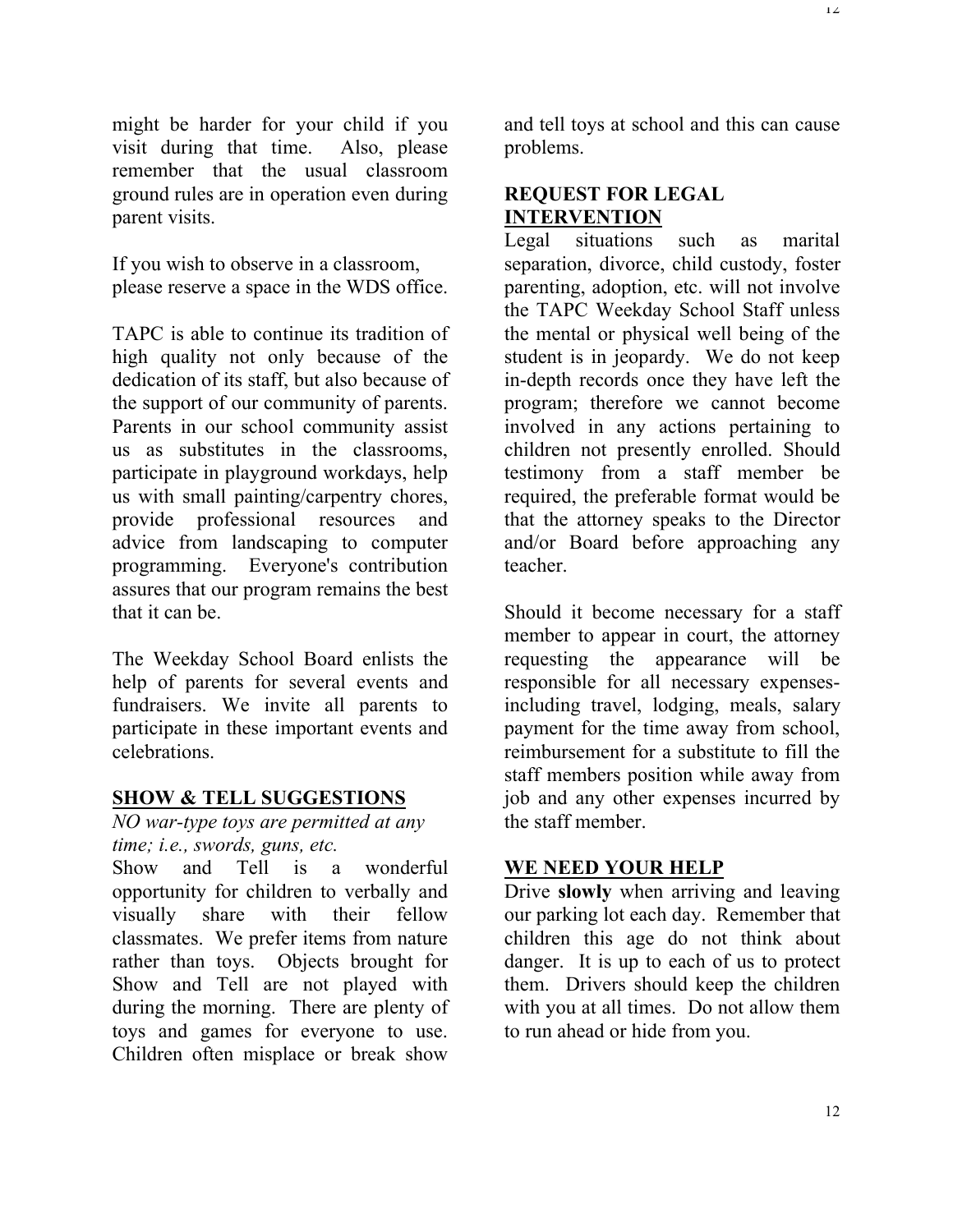might be harder for your child if you visit during that time. Also, please remember that the usual classroom ground rules are in operation even during parent visits.

If you wish to observe in a classroom, please reserve a space in the WDS office.

TAPC is able to continue its tradition of high quality not only because of the dedication of its staff, but also because of the support of our community of parents. Parents in our school community assist us as substitutes in the classrooms, participate in playground workdays, help us with small painting/carpentry chores, provide professional resources and advice from landscaping to computer programming. Everyone's contribution assures that our program remains the best that it can be.

The Weekday School Board enlists the help of parents for several events and fundraisers. We invite all parents to participate in these important events and celebrations.

## SHOW & TELL SUGGESTIONS

*NO war-type toys are permitted at any time; i.e., swords, guns, etc.*

Show and Tell is a wonderful opportunity for children to verbally and visually share with their fellow classmates. We prefer items from nature rather than toys. Objects brought for Show and Tell are not played with during the morning. There are plenty of toys and games for everyone to use. Children often misplace or break show and tell toys at school and this can cause problems.

## REQUEST FOR LEGAL INTERVENTION

Legal situations such as marital separation, divorce, child custody, foster parenting, adoption, etc. will not involve the TAPC Weekday School Staff unless the mental or physical well being of the student is in jeopardy. We do not keep in-depth records once they have left the program; therefore we cannot become involved in any actions pertaining to children not presently enrolled. Should testimony from a staff member be required, the preferable format would be that the attorney speaks to the Director and/or Board before approaching any teacher.

Should it become necessary for a staff member to appear in court, the attorney requesting the appearance will be responsible for all necessary expenses- including travel, lodging, meals, salary payment for the time away from school, reimbursement for a substitute to fill the staff members position while away from job and any other expenses incurred by the staff member.

## WE NEED YOUR HELP

Drive **slowly** when arriving and leaving our parking lot each day. Remember that children this age do not think about danger. It is up to each of us to protect them. Drivers should keep the children with you at all times. Do not allow them to run ahead or hide from you.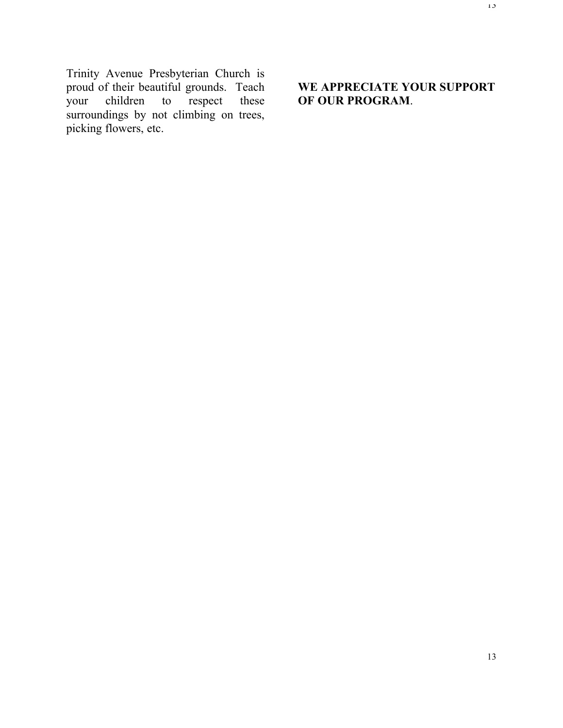Trinity Avenue Presbyterian Church is proud of their beautiful grounds. Teach your children to respect these surroundings by not climbing on trees, picking flowers, etc.

**WE APPRECIATE YOUR SUPPORT OF OUR PROGRAM**.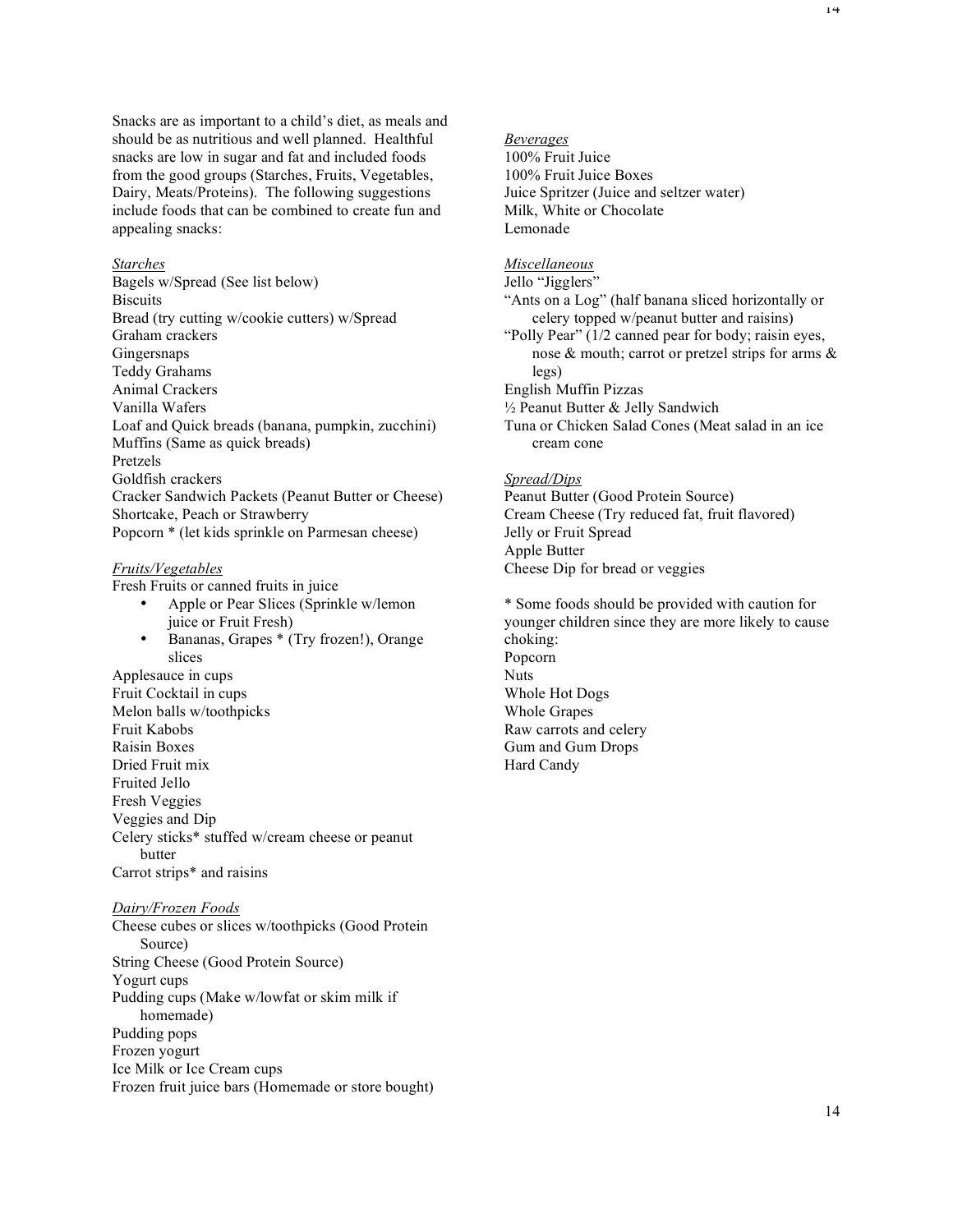Snacks are as important to a child's diet, as meals and should be as nutritious and well planned. Healthful snacks are low in sugar and fat and included foods from the good groups (Starches, Fruits, Vegetables, Dairy, Meats/Proteins). The following suggestions include foods that can be combined to create fun and appealing snacks:

*Starches*

Bagels w/Spread (See list below)
Biscuits
Bread (try cutting w/cookie cutters) w/Spread
Graham crackers
Gingersnaps
Teddy Grahams
Animal Crackers
Vanilla Wafers
Loaf and Quick breads (banana, pumpkin, zucchini)
Muffins (Same as quick breads)
Pretzels
Goldfish crackers
Cracker Sandwich Packets (Peanut Butter or Cheese)
Shortcake, Peach or Strawberry
Popcorn * (let kids sprinkle on Parmesan cheese)

*Fruits/Vegetables*

Fresh Fruits or canned fruits in juice

- Apple or Pear Slices (Sprinkle w/lemon juice or Fruit Fresh)
- Bananas, Grapes * (Try frozen!), Orange slices

Applesauce in cups
Fruit Cocktail in cups
Melon balls w/toothpicks
Fruit Kabobs
Raisin Boxes
Dried Fruit mix
Fruited Jello
Fresh Veggies
Veggies and Dip
Celery sticks* stuffed w/cream cheese or peanut butter
Carrot strips* and raisins

*Dairy/Frozen Foods*

Cheese cubes or slices w/toothpicks (Good Protein Source)
String Cheese (Good Protein Source)
Yogurt cups
Pudding cups (Make w/lowfat or skim milk if homemade)
Pudding pops
Frozen yogurt
Ice Milk or Ice Cream cups
Frozen fruit juice bars (Homemade or store bought)

*Beverages*

100% Fruit Juice
100% Fruit Juice Boxes
Juice Spritzer (Juice and seltzer water)
Milk, White or Chocolate
Lemonade

*Miscellaneous*

Jello "Jigglers"
"Ants on a Log" (half banana sliced horizontally or celery topped w/peanut butter and raisins)
"Polly Pear" (1/2 canned pear for body; raisin eyes, nose & mouth; carrot or pretzel strips for arms & legs)
English Muffin Pizzas
½ Peanut Butter & Jelly Sandwich
Tuna or Chicken Salad Cones (Meat salad in an ice cream cone

*Spread/Dips*

Peanut Butter (Good Protein Source)
Cream Cheese (Try reduced fat, fruit flavored)
Jelly or Fruit Spread
Apple Butter
Cheese Dip for bread or veggies

* Some foods should be provided with caution for younger children since they are more likely to cause choking:

Popcorn
Nuts
Whole Hot Dogs
Whole Grapes
Raw carrots and celery
Gum and Gum Drops
Hard Candy